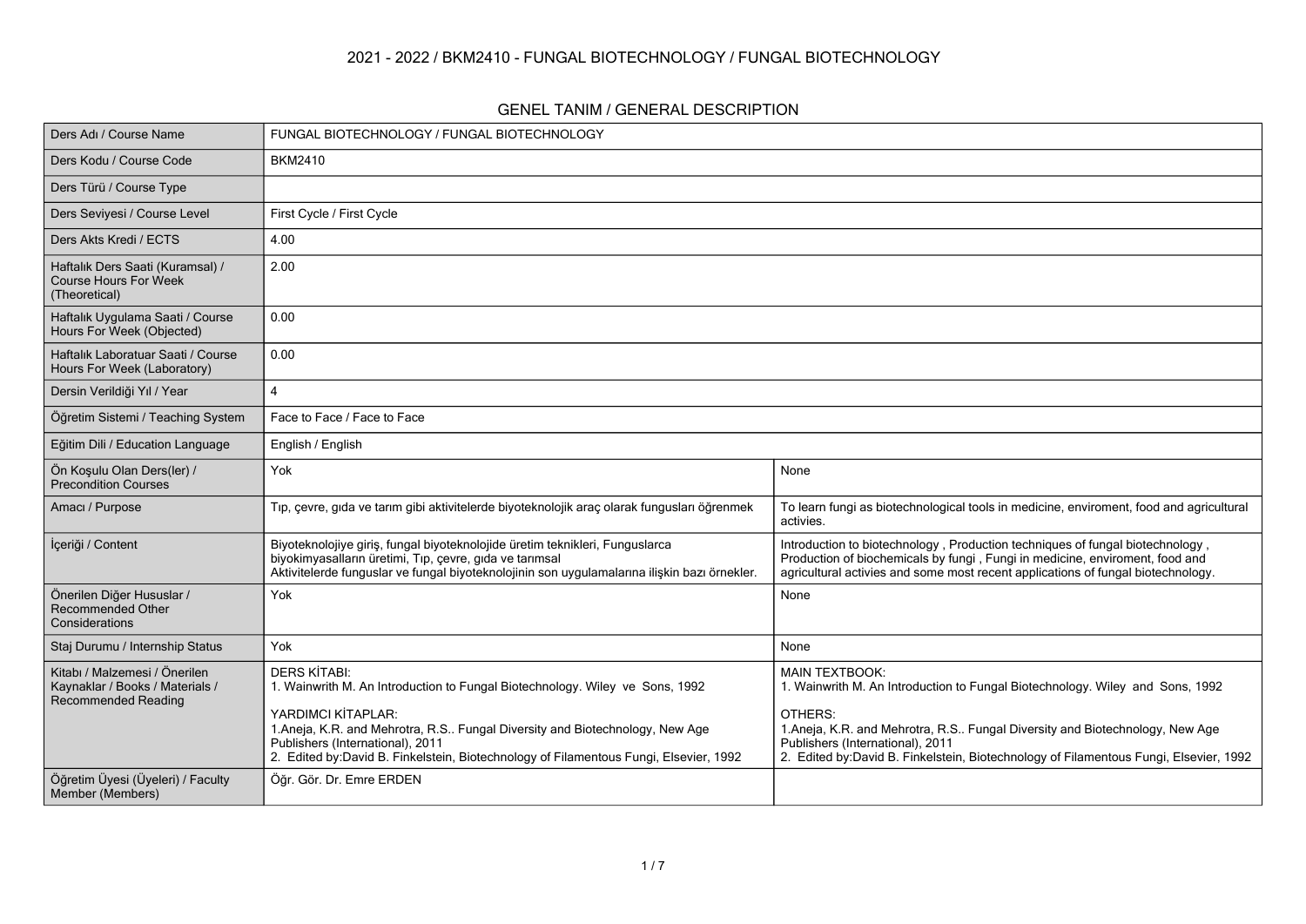# 2021 - 2022 / BKM2410 - FUNGAL BIOTECHNOLOGY / FUNGAL BIOTECHNOLOGY

## GENEL TANIM / GENERAL DESCRIPTION

| | | |
|---|---|---|
| Ders Adı / Course Name | FUNGAL BIOTECHNOLOGY / FUNGAL BIOTECHNOLOGY | |
| Ders Kodu / Course Code | BKM2410 | |
| Ders Türü / Course Type | | |
| Ders Seviyesi / Course Level | First Cycle / First Cycle | |
| Ders Akts Kredi / ECTS | 4.00 | |
| Haftalık Ders Saati (Kuramsal) / Course Hours For Week (Theoretical) | 2.00 | |
| Haftalık Uygulama Saati / Course Hours For Week (Objected) | 0.00 | |
| Haftalık Laboratuar Saati / Course Hours For Week (Laboratory) | 0.00 | |
| Dersin Verildiği Yıl / Year | 4 | |
| Öğretim Sistemi / Teaching System | Face to Face / Face to Face | |
| Eğitim Dili / Education Language | English / English | |
| Ön Koşulu Olan Ders(ler) / Precondition Courses | Yok | None |
| Amacı / Purpose | Tıp, çevre, gıda ve tarım gibi aktivitelerde biyoteknolojik araç olarak fungusları öğrenmek | To learn fungi as biotechnological tools in medicine, enviroment, food and agricultural activies. |
| İçeriği / Content | Biyoteknolojiye giriş, fungal biyoteknolojide üretim teknikleri, Funguslarca biyokimyasalların üretimi, Tıp, çevre, gıda ve tarımsal Aktivitelerde funguslar ve fungal biyoteknolojinin son uygulamalarına ilişkin bazı örnekler. | Introduction to biotechnology , Production techniques of fungal biotechnology , Production of biochemicals by fungi , Fungi in medicine, enviroment, food and agricultural activies and some most recent applications of fungal biotechnology. |
| Önerilen Diğer Hususlar / Recommended Other Considerations | Yok | None |
| Staj Durumu / Internship Status | Yok | None |
| Kitabı / Malzemesi / Önerilen Kaynaklar / Books / Materials / Recommended Reading | DERS KİTABI:<br>1. Wainwrith M. An Introduction to Fungal Biotechnology. Wiley ve Sons, 1992<br><br>YARDIMCI KİTAPLAR:<br>1.Aneja, K.R. and Mehrotra, R.S.. Fungal Diversity and Biotechnology, New Age Publishers (International), 2011<br>2. Edited by:David B. Finkelstein, Biotechnology of Filamentous Fungi, Elsevier, 1992 | MAIN TEXTBOOK:<br>1. Wainwrith M. An Introduction to Fungal Biotechnology. Wiley and Sons, 1992<br><br>OTHERS:<br>1.Aneja, K.R. and Mehrotra, R.S.. Fungal Diversity and Biotechnology, New Age Publishers (International), 2011<br>2. Edited by:David B. Finkelstein, Biotechnology of Filamentous Fungi, Elsevier, 1992 |
| Öğretim Üyesi (Üyeleri) / Faculty Member (Members) | Öğr. Gör. Dr. Emre ERDEN | |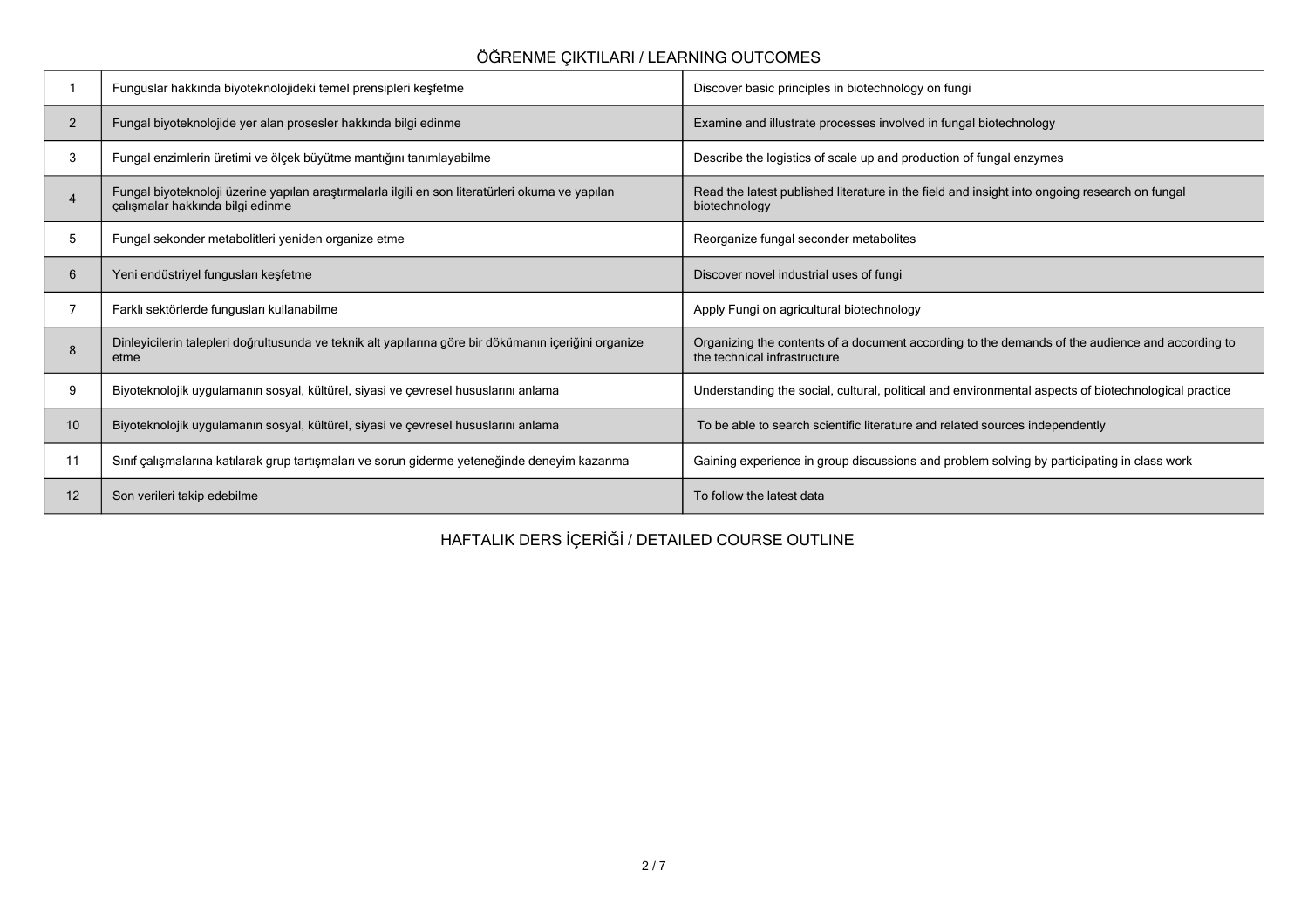## ÖĞRENME ÇIKTILARI / LEARNING OUTCOMES

| | | |
|---|---|---|
| 1 | Funguslar hakkında biyoteknolojideki temel prensipleri keşfetme | Discover basic principles in biotechnology on fungi |
| 2 | Fungal biyoteknolojide yer alan prosesler hakkında bilgi edinme | Examine and illustrate processes involved in fungal biotechnology |
| 3 | Fungal enzimlerin üretimi ve ölçek büyütme mantığını tanımlayabilme | Describe the logistics of scale up and production of fungal enzymes |
| 4 | Fungal biyoteknoloji üzerine yapılan araştırmalarla ilgili en son literatürleri okuma ve yapılan çalışmalar hakkında bilgi edinme | Read the latest published literature in the field and insight into ongoing research on fungal biotechnology |
| 5 | Fungal sekonder metabolitleri yeniden organize etme | Reorganize fungal seconder metabolites |
| 6 | Yeni endüstriyel fungusları keşfetme | Discover novel industrial uses of fungi |
| 7 | Farklı sektörlerde fungusları kullanabilme | Apply Fungi on agricultural biotechnology |
| 8 | Dinleyicilerin talepleri doğrultusunda ve teknik alt yapılarına göre bir dökümanın içeriğini organize etme | Organizing the contents of a document according to the demands of the audience and according to the technical infrastructure |
| 9 | Biyoteknolojik uygulamanın sosyal, kültürel, siyasi ve çevresel hususlarını anlama | Understanding the social, cultural, political and environmental aspects of biotechnological practice |
| 10 | Biyoteknolojik uygulamanın sosyal, kültürel, siyasi ve çevresel hususlarını anlama | To be able to search scientific literature and related sources independently |
| 11 | Sınıf çalışmalarına katılarak grup tartışmaları ve sorun giderme yeteneğinde deneyim kazanma | Gaining experience in group discussions and problem solving by participating in class work |
| 12 | Son verileri takip edebilme | To follow the latest data |

## HAFTALIK DERS İÇERİĞİ / DETAILED COURSE OUTLINE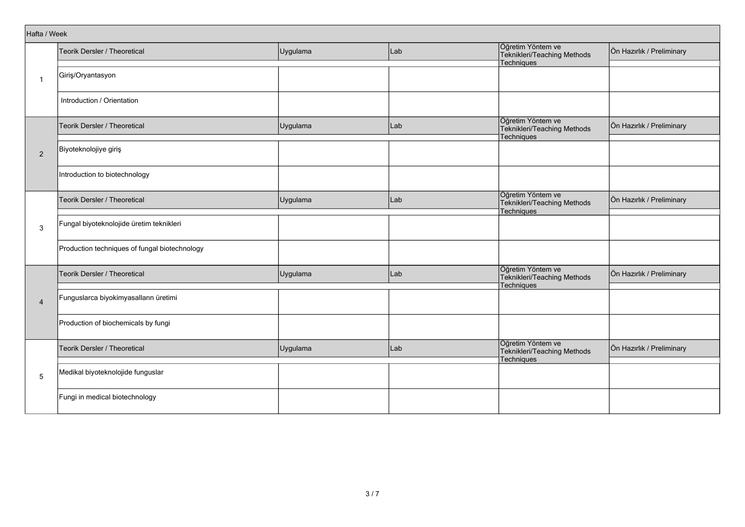| Hafta / Week | | | | | |
|---|---|---|---|---|---|
| 1 | Teorik Dersler / Theoretical | Uygulama | Lab | Öğretim Yöntem ve Teknikleri/Teaching Methods Techniques | Ön Hazırlık / Preliminary |
| | Giriş/Oryantasyon | | | | |
| | Introduction / Orientation | | | | |
| 2 | Teorik Dersler / Theoretical | Uygulama | Lab | Öğretim Yöntem ve Teknikleri/Teaching Methods Techniques | Ön Hazırlık / Preliminary |
| | Biyoteknolojiye giriş | | | | |
| | Introduction to biotechnology | | | | |
| 3 | Teorik Dersler / Theoretical | Uygulama | Lab | Öğretim Yöntem ve Teknikleri/Teaching Methods Techniques | Ön Hazırlık / Preliminary |
| | Fungal biyoteknolojide üretim teknikleri | | | | |
| | Production techniques of fungal biotechnology | | | | |
| 4 | Teorik Dersler / Theoretical | Uygulama | Lab | Öğretim Yöntem ve Teknikleri/Teaching Methods Techniques | Ön Hazırlık / Preliminary |
| | Funguslarca biyokimyasalların üretimi | | | | |
| | Production of biochemicals by fungi | | | | |
| 5 | Teorik Dersler / Theoretical | Uygulama | Lab | Öğretim Yöntem ve Teknikleri/Teaching Methods Techniques | Ön Hazırlık / Preliminary |
| | Medikal biyoteknolojide funguslar | | | | |
| | Fungi in medical biotechnology | | | | |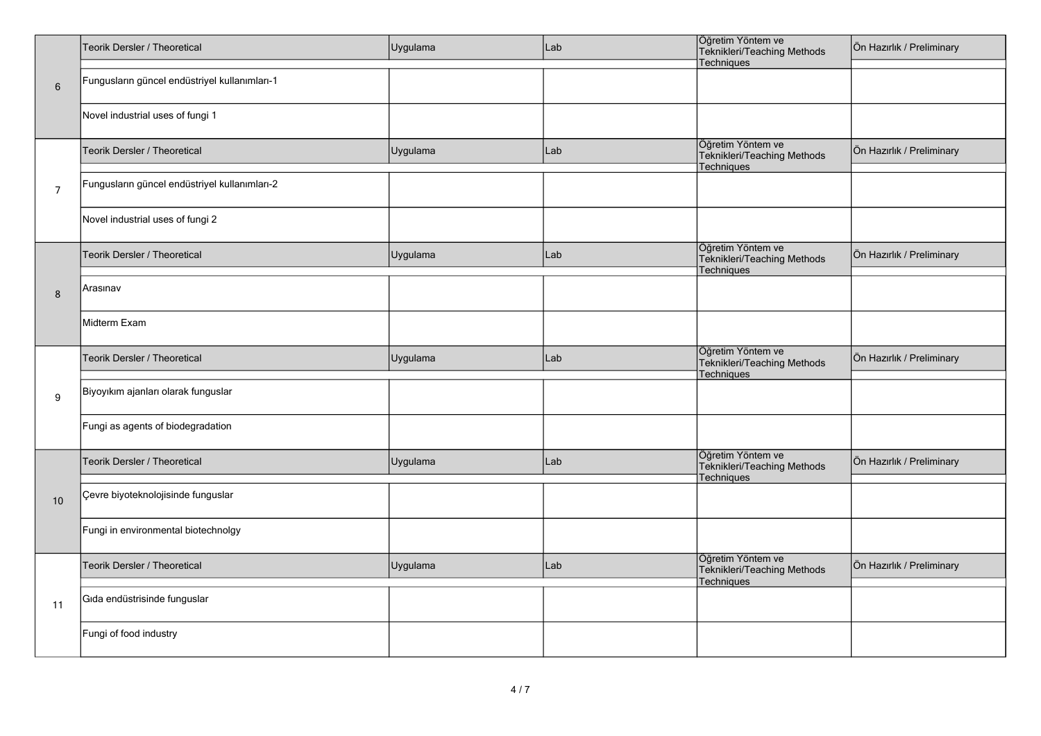| | Teorik Dersler / Theoretical | Uygulama | Lab | Öğretim Yöntem ve Teknikleri/Teaching Methods Techniques | Ön Hazırlık / Preliminary |
|---|---|---|---|---|---|
| 6 | Fungusların güncel endüstriyel kullanımları-1 | | | | |
| | Novel industrial uses of fungi 1 | | | | |
| | Teorik Dersler / Theoretical | Uygulama | Lab | Öğretim Yöntem ve Teknikleri/Teaching Methods Techniques | Ön Hazırlık / Preliminary |
| 7 | Fungusların güncel endüstriyel kullanımları-2 | | | | |
| | Novel industrial uses of fungi 2 | | | | |
| | Teorik Dersler / Theoretical | Uygulama | Lab | Öğretim Yöntem ve Teknikleri/Teaching Methods Techniques | Ön Hazırlık / Preliminary |
| 8 | Arasınav | | | | |
| | Midterm Exam | | | | |
| | Teorik Dersler / Theoretical | Uygulama | Lab | Öğretim Yöntem ve Teknikleri/Teaching Methods Techniques | Ön Hazırlık / Preliminary |
| 9 | Biyoyıkım ajanları olarak funguslar | | | | |
| | Fungi as agents of biodegradation | | | | |
| | Teorik Dersler / Theoretical | Uygulama | Lab | Öğretim Yöntem ve Teknikleri/Teaching Methods Techniques | Ön Hazırlık / Preliminary |
| 10 | Çevre biyoteknolojisinde funguslar | | | | |
| | Fungi in environmental biotechnolgy | | | | |
| | Teorik Dersler / Theoretical | Uygulama | Lab | Öğretim Yöntem ve Teknikleri/Teaching Methods Techniques | Ön Hazırlık / Preliminary |
| 11 | Gıda endüstrisinde funguslar | | | | |
| | Fungi of food industry | | | | |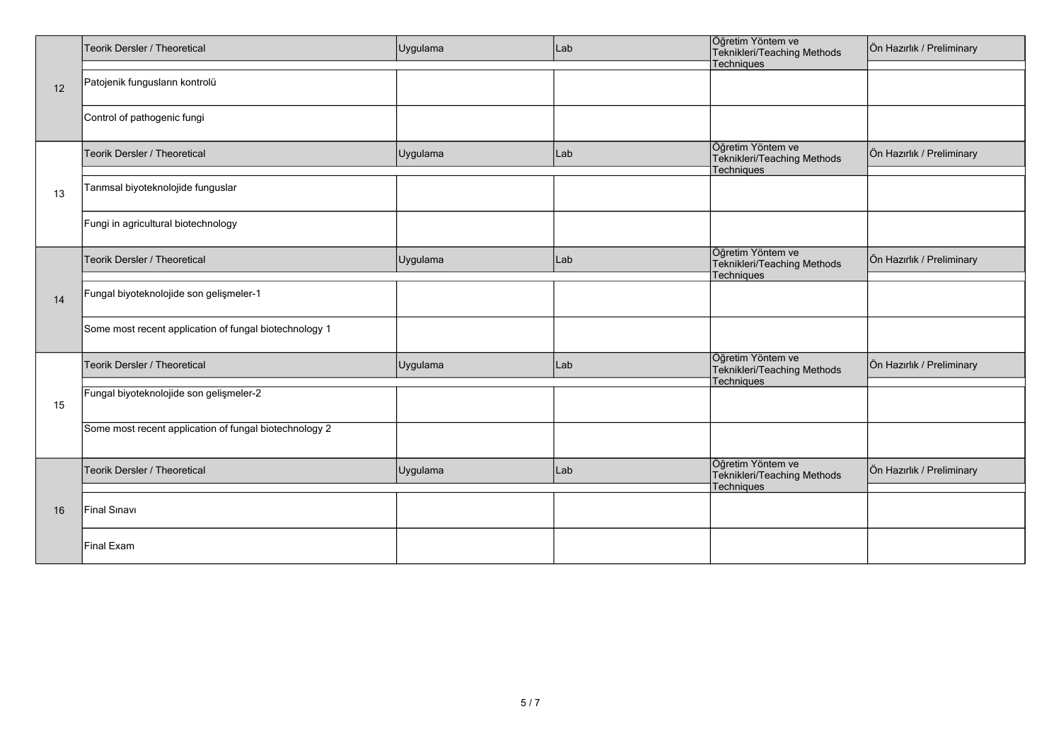| | Teorik Dersler / Theoretical | Uygulama | Lab | Öğretim Yöntem ve Teknikleri/Teaching Methods Techniques | Ön Hazırlık / Preliminary |
|---|---|---|---|---|---|
| 12 | Patojenik fungusların kontrolü | | | | |
| | Control of pathogenic fungi | | | | |
| | Teorik Dersler / Theoretical | Uygulama | Lab | Öğretim Yöntem ve Teknikleri/Teaching Methods Techniques | Ön Hazırlık / Preliminary |
| 13 | Tarımsal biyoteknolojide funguslar | | | | |
| | Fungi in agricultural biotechnology | | | | |
| | Teorik Dersler / Theoretical | Uygulama | Lab | Öğretim Yöntem ve Teknikleri/Teaching Methods Techniques | Ön Hazırlık / Preliminary |
| 14 | Fungal biyoteknolojide son gelişmeler-1 | | | | |
| | Some most recent application of fungal biotechnology 1 | | | | |
| | Teorik Dersler / Theoretical | Uygulama | Lab | Öğretim Yöntem ve Teknikleri/Teaching Methods Techniques | Ön Hazırlık / Preliminary |
| 15 | Fungal biyoteknolojide son gelişmeler-2 | | | | |
| | Some most recent application of fungal biotechnology 2 | | | | |
| | Teorik Dersler / Theoretical | Uygulama | Lab | Öğretim Yöntem ve Teknikleri/Teaching Methods Techniques | Ön Hazırlık / Preliminary |
| 16 | Final Sınavı | | | | |
| | Final Exam | | | | |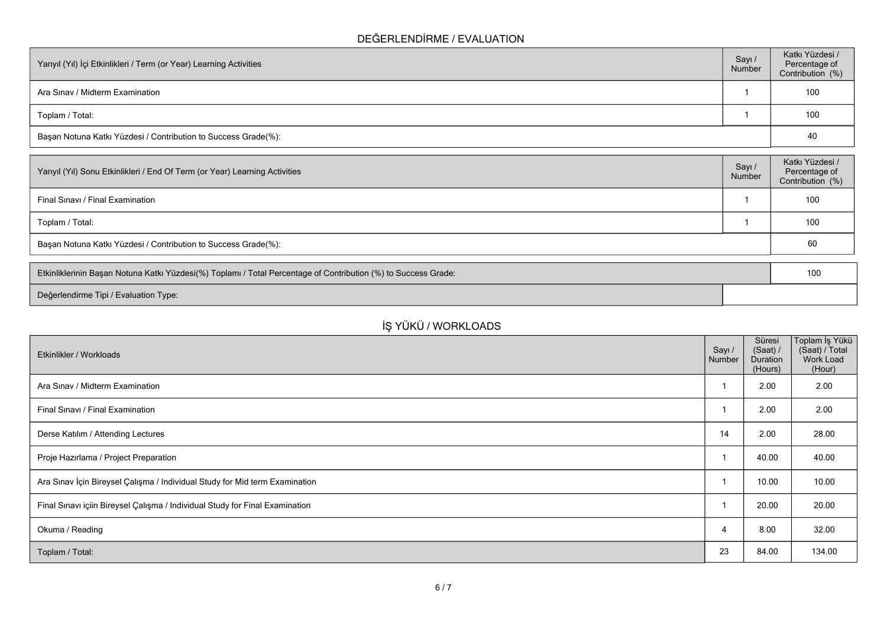## DEĞERLENDİRME / EVALUATION

| Yarıyıl (Yıl) İçi Etkinlikleri / Term (or Year) Learning Activities | Sayı / Number | Katkı Yüzdesi / Percentage of Contribution (%) |
|---|---|---|
| Ara Sınav / Midterm Examination | 1 | 100 |
| Toplam / Total: | 1 | 100 |
| Başarı Notuna Katkı Yüzdesi / Contribution to Success Grade(%): | | 40 |

| Yarıyıl (Yıl) Sonu Etkinlikleri / End Of Term (or Year) Learning Activities | Sayı / Number | Katkı Yüzdesi / Percentage of Contribution (%) |
|---|---|---|
| Final Sınavı / Final Examination | 1 | 100 |
| Toplam / Total: | 1 | 100 |
| Başarı Notuna Katkı Yüzdesi / Contribution to Success Grade(%): | | 60 |

| | |
|---|---|
| Etkinliklerinin Başarı Notuna Katkı Yüzdesi(%) Toplamı / Total Percentage of Contribution (%) to Success Grade: | 100 |
| Değerlendirme Tipi / Evaluation Type: | |

## İŞ YÜKÜ / WORKLOADS

| Etkinlikler / Workloads | Sayı / Number | Süresi (Saat) / Duration (Hours) | Toplam İş Yükü (Saat) / Total Work Load (Hour) |
|---|---|---|---|
| Ara Sınav / Midterm Examination | 1 | 2.00 | 2.00 |
| Final Sınavı / Final Examination | 1 | 2.00 | 2.00 |
| Derse Katılım / Attending Lectures | 14 | 2.00 | 28.00 |
| Proje Hazırlama / Project Preparation | 1 | 40.00 | 40.00 |
| Ara Sınav İçin Bireysel Çalışma / Individual Study for Mid term Examination | 1 | 10.00 | 10.00 |
| Final Sınavı içiin Bireysel Çalışma / Individual Study for Final Examination | 1 | 20.00 | 20.00 |
| Okuma / Reading | 4 | 8.00 | 32.00 |
| Toplam / Total: | 23 | 84.00 | 134.00 |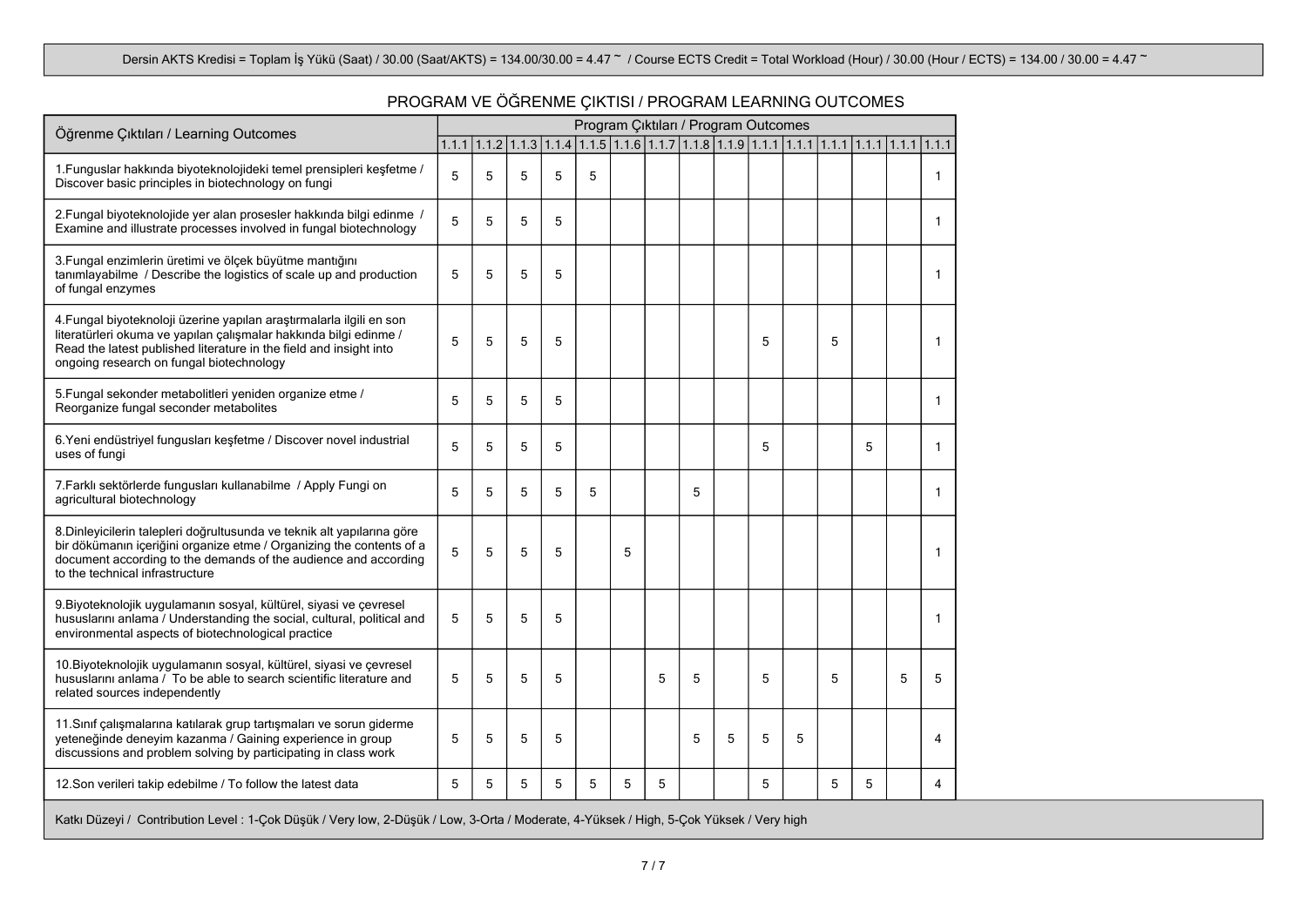Dersin AKTS Kredisi = Toplam İş Yükü (Saat) / 30.00 (Saat/AKTS) = 134.00/30.00 = 4.47 ~ / Course ECTS Credit = Total Workload (Hour) / 30.00 (Hour / ECTS) = 134.00 / 30.00 = 4.47 ~

## PROGRAM VE ÖĞRENME ÇIKTISI / PROGRAM LEARNING OUTCOMES

| Öğrenme Çıktıları / Learning Outcomes | Program Çıktıları / Program Outcomes | | | | | | | | | | | | | | |
|---|---|---|---|---|---|---|---|---|---|---|---|---|---|---|---|
| | 1.1.1 | 1.1.2 | 1.1.3 | 1.1.4 | 1.1.5 | 1.1.6 | 1.1.7 | 1.1.8 | 1.1.9 | 1.1.1 | 1.1.1 | 1.1.1 | 1.1.1 | 1.1.1 | 1.1.1 |
| 1.Funguslar hakkında biyoteknolojideki temel prensipleri keşfetme / Discover basic principles in biotechnology on fungi | 5 | 5 | 5 | 5 | 5 | | | | | | | | | | 1 |
| 2.Fungal biyoteknolojide yer alan prosesler hakkında bilgi edinme / Examine and illustrate processes involved in fungal biotechnology | 5 | 5 | 5 | 5 | | | | | | | | | | | 1 |
| 3.Fungal enzimlerin üretimi ve ölçek büyütme mantığını tanımlayabilme / Describe the logistics of scale up and production of fungal enzymes | 5 | 5 | 5 | 5 | | | | | | | | | | | 1 |
| 4.Fungal biyoteknoloji üzerine yapılan araştırmalarla ilgili en son literatürleri okuma ve yapılan çalışmalar hakkında bilgi edinme / Read the latest published literature in the field and insight into ongoing research on fungal biotechnology | 5 | 5 | 5 | 5 | | | | | | 5 | | 5 | | | 1 |
| 5.Fungal sekonder metabolitleri yeniden organize etme / Reorganize fungal seconder metabolites | 5 | 5 | 5 | 5 | | | | | | | | | | | 1 |
| 6.Yeni endüstriyel fungusları keşfetme / Discover novel industrial uses of fungi | 5 | 5 | 5 | 5 | | | | | | 5 | | | 5 | | 1 |
| 7.Farklı sektörlerde fungusları kullanabilme / Apply Fungi on agricultural biotechnology | 5 | 5 | 5 | 5 | 5 | | | 5 | | | | | | | 1 |
| 8.Dinleyicilerin talepleri doğrultusunda ve teknik alt yapılarına göre bir dökümanın içeriğini organize etme / Organizing the contents of a document according to the demands of the audience and according to the technical infrastructure | 5 | 5 | 5 | 5 | | 5 | | | | | | | | | 1 |
| 9.Biyoteknolojik uygulamanın sosyal, kültürel, siyasi ve çevresel hususlarını anlama / Understanding the social, cultural, political and environmental aspects of biotechnological practice | 5 | 5 | 5 | 5 | | | | | | | | | | | 1 |
| 10.Biyoteknolojik uygulamanın sosyal, kültürel, siyasi ve çevresel hususlarını anlama / To be able to search scientific literature and related sources independently | 5 | 5 | 5 | 5 | | | 5 | 5 | | 5 | | 5 | | 5 | 5 |
| 11.Sınıf çalışmalarına katılarak grup tartışmaları ve sorun giderme yeteneğinde deneyim kazanma / Gaining experience in group discussions and problem solving by participating in class work | 5 | 5 | 5 | 5 | | | | 5 | 5 | 5 | 5 | | | | 4 |
| 12.Son verileri takip edebilme / To follow the latest data | 5 | 5 | 5 | 5 | 5 | 5 | 5 | | | 5 | | 5 | 5 | | 4 |

Katkı Düzeyi / Contribution Level : 1-Çok Düşük / Very low, 2-Düşük / Low, 3-Orta / Moderate, 4-Yüksek / High, 5-Çok Yüksek / Very high